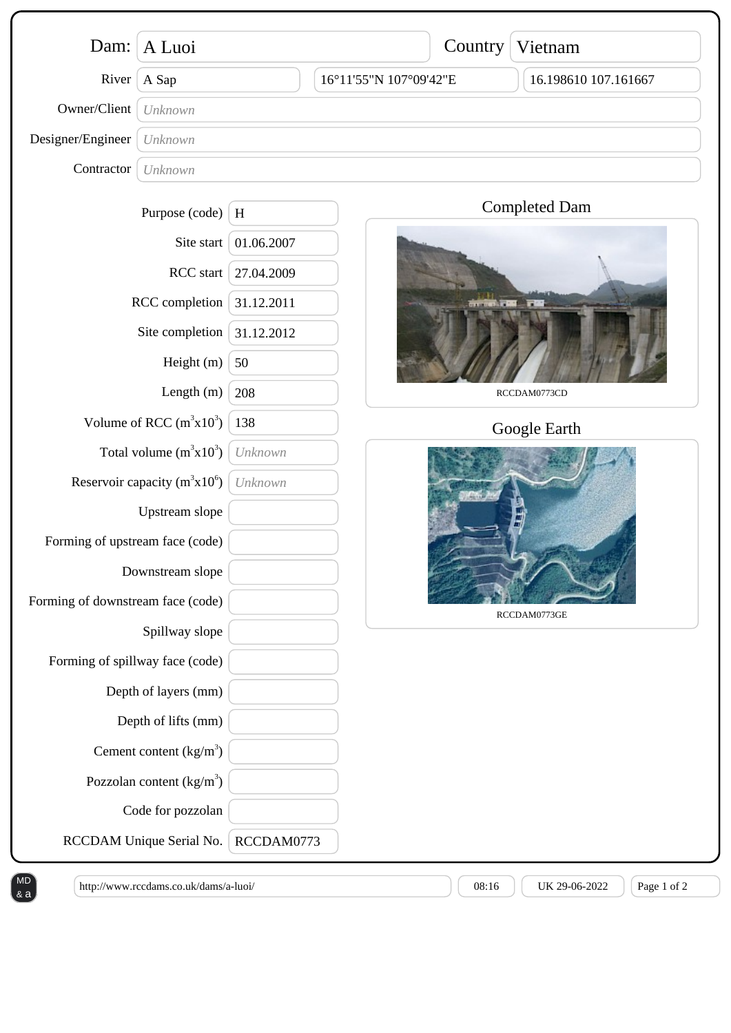# Dam: A Luoi

**Country:** Vietnam

| Field | Value |
|---|---|
| River | A Sap |
| Coordinates | 16°11'55"N 107°09'42"E |
| Decimal coordinates | 16.198610 107.161667 |
| Owner/Client | *Unknown* |
| Designer/Engineer | *Unknown* |
| Contractor | *Unknown* |

| Field | Value |
|---|---|
| Purpose (code) | H |
| Site start | 01.06.2007 |
| RCC start | 27.04.2009 |
| RCC completion | 31.12.2011 |
| Site completion | 31.12.2012 |
| Height (m) | 50 |
| Length (m) | 208 |
| Volume of RCC ($m^3 x 10^3$) | 138 |
| Total volume ($m^3 x 10^3$) | *Unknown* |
| Reservoir capacity ($m^3 x 10^6$) | *Unknown* |
| Upstream slope | |
| Forming of upstream face (code) | |
| Downstream slope | |
| Forming of downstream face (code) | |
| Spillway slope | |
| Forming of spillway face (code) | |
| Depth of layers (mm) | |
| Depth of lifts (mm) | |
| Cement content ($kg/m^3$) | |
| Pozzolan content ($kg/m^3$) | |
| Code for pozzolan | |
| RCCDAM Unique Serial No. | RCCDAM0773 |

## Completed Dam

RCCDAM0773CD

## Google Earth

RCCDAM0773GE

http://www.rccdams.co.uk/dams/a-luoi/ | 08:16 | UK 29-06-2022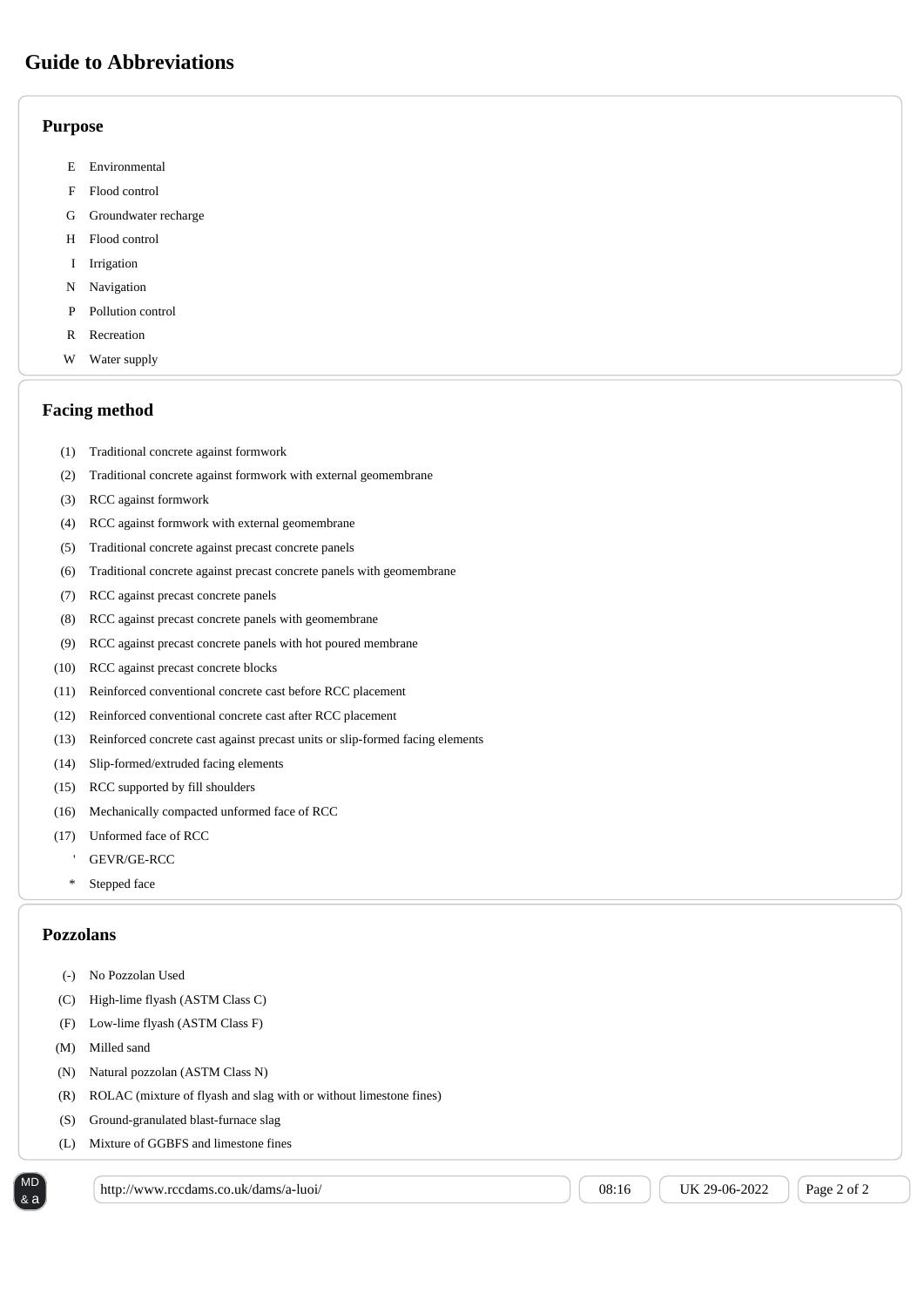# Guide to Abbreviations

## Purpose

- E Environmental
- F Flood control
- G Groundwater recharge
- H Flood control
- I Irrigation
- N Navigation
- P Pollution control
- R Recreation
- W Water supply

## Facing method

- (1) Traditional concrete against formwork
- (2) Traditional concrete against formwork with external geomembrane
- (3) RCC against formwork
- (4) RCC against formwork with external geomembrane
- (5) Traditional concrete against precast concrete panels
- (6) Traditional concrete against precast concrete panels with geomembrane
- (7) RCC against precast concrete panels
- (8) RCC against precast concrete panels with geomembrane
- (9) RCC against precast concrete panels with hot poured membrane
- (10) RCC against precast concrete blocks
- (11) Reinforced conventional concrete cast before RCC placement
- (12) Reinforced conventional concrete cast after RCC placement
- (13) Reinforced concrete cast against precast units or slip-formed facing elements
- (14) Slip-formed/extruded facing elements
- (15) RCC supported by fill shoulders
- (16) Mechanically compacted unformed face of RCC
- (17) Unformed face of RCC
- ' GEVR/GE-RCC
- * Stepped face

## Pozzolans

- (-) No Pozzolan Used
- (C) High-lime flyash (ASTM Class C)
- (F) Low-lime flyash (ASTM Class F)
- (M) Milled sand
- (N) Natural pozzolan (ASTM Class N)
- (R) ROLAC (mixture of flyash and slag with or without limestone fines)
- (S) Ground-granulated blast-furnace slag
- (L) Mixture of GGBFS and limestone fines